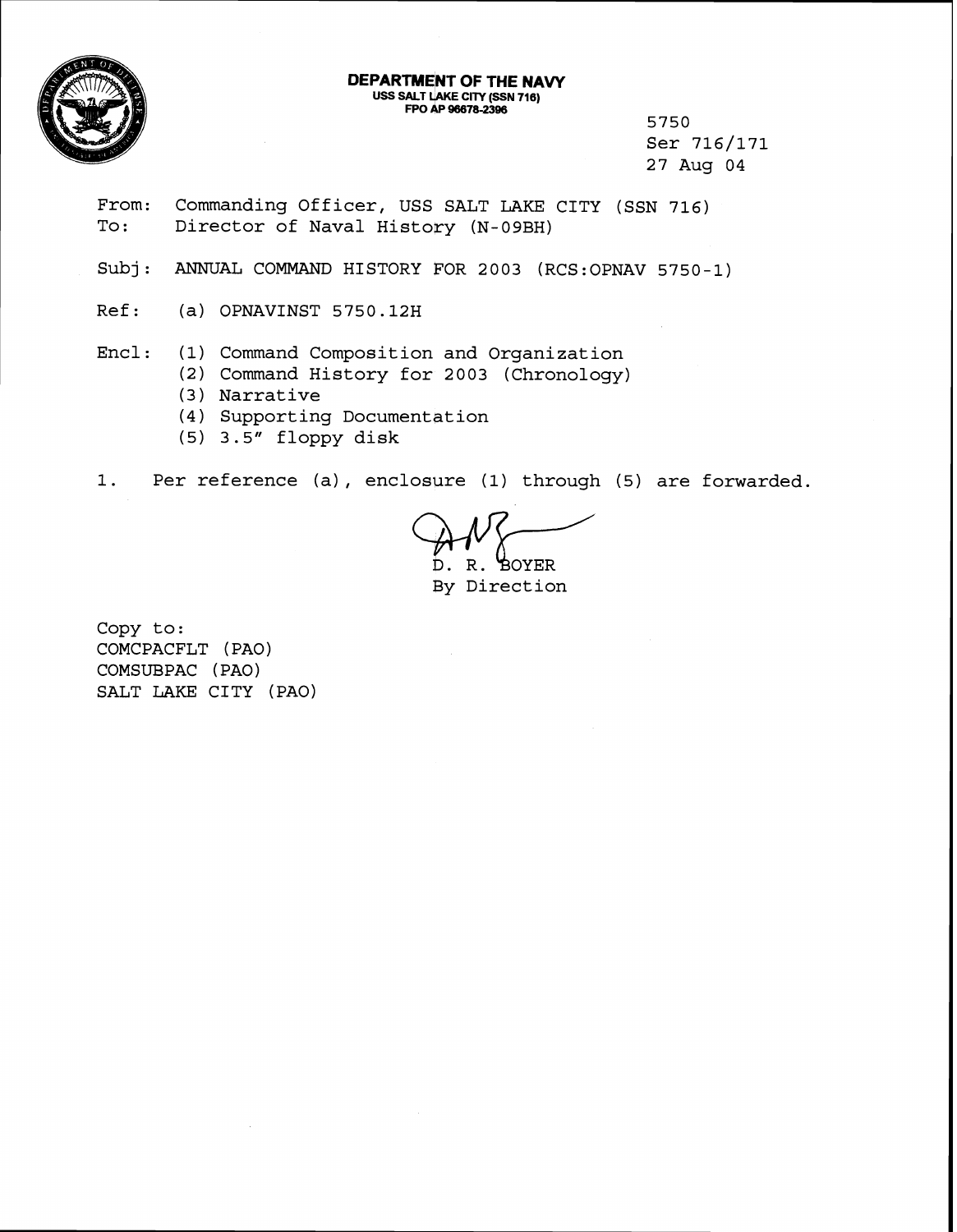**DEPARTMENT OF THE NAVY**
**USS SALT LAKE CITY (SSN 716)**
**FPO AP 96678-2396**

5750
Ser 716/171
27 Aug 04

From: Commanding Officer, USS SALT LAKE CITY (SSN 716)
To: Director of Naval History (N-09BH)

Subj: ANNUAL COMMAND HISTORY FOR 2003 (RCS:OPNAV 5750-1)

Ref: (a) OPNAVINST 5750.12H

Encl: (1) Command Composition and Organization
(2) Command History for 2003 (Chronology)
(3) Narrative
(4) Supporting Documentation
(5) 3.5" floppy disk

1. Per reference (a), enclosure (1) through (5) are forwarded.

D. R. BOYER
By Direction

Copy to:
COMCPACFLT (PAO)
COMSUBPAC (PAO)
SALT LAKE CITY (PAO)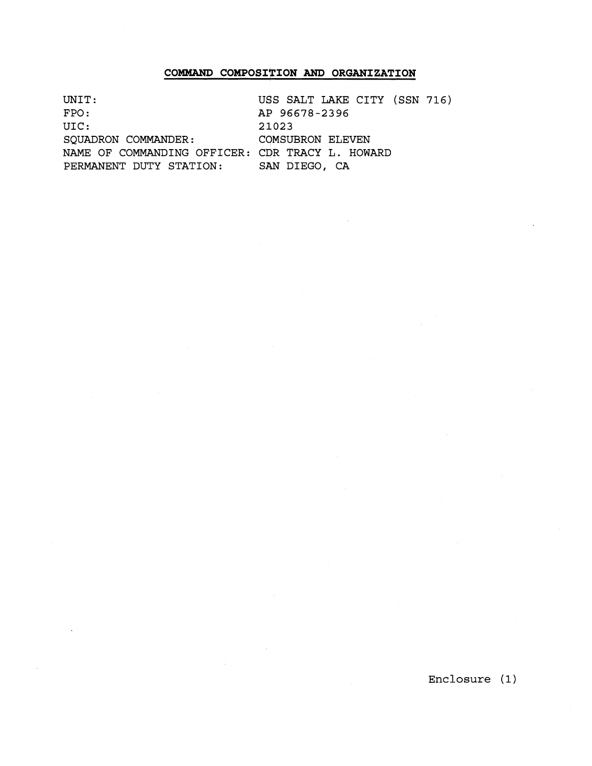## COMMAND COMPOSITION AND ORGANIZATION

| | |
|---|---|
| UNIT: | USS SALT LAKE CITY (SSN 716) |
| FPO: | AP 96678-2396 |
| UIC: | 21023 |
| SQUADRON COMMANDER: | COMSUBRON ELEVEN |
| NAME OF COMMANDING OFFICER: | CDR TRACY L. HOWARD |
| PERMANENT DUTY STATION: | SAN DIEGO, CA |

Enclosure (1)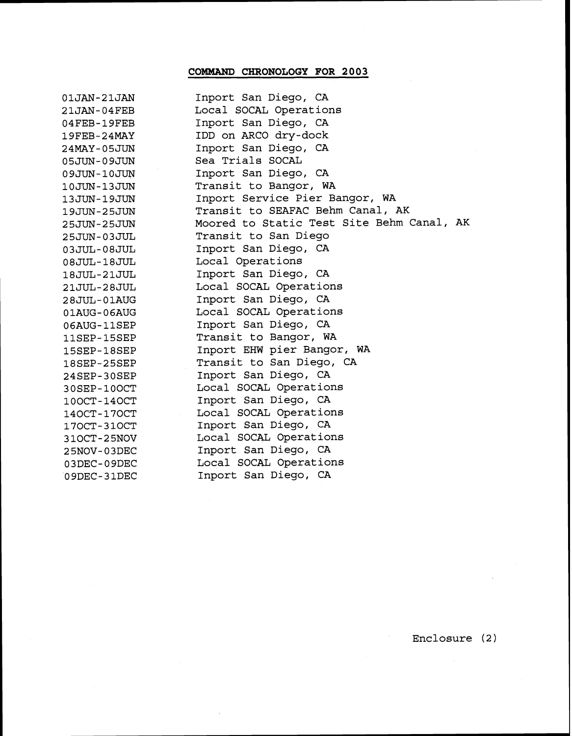## COMMAND CHRONOLOGY FOR 2003

| | |
|---|---|
| 01JAN-21JAN | Inport San Diego, CA |
| 21JAN-04FEB | Local SOCAL Operations |
| 04FEB-19FEB | Inport San Diego, CA |
| 19FEB-24MAY | IDD on ARCO dry-dock |
| 24MAY-05JUN | Inport San Diego, CA |
| 05JUN-09JUN | Sea Trials SOCAL |
| 09JUN-10JUN | Inport San Diego, CA |
| 10JUN-13JUN | Transit to Bangor, WA |
| 13JUN-19JUN | Inport Service Pier Bangor, WA |
| 19JUN-25JUN | Transit to SEAFAC Behm Canal, AK |
| 25JUN-25JUN | Moored to Static Test Site Behm Canal, AK |
| 25JUN-03JUL | Transit to San Diego |
| 03JUL-08JUL | Inport San Diego, CA |
| 08JUL-18JUL | Local Operations |
| 18JUL-21JUL | Inport San Diego, CA |
| 21JUL-28JUL | Local SOCAL Operations |
| 28JUL-01AUG | Inport San Diego, CA |
| 01AUG-06AUG | Local SOCAL Operations |
| 06AUG-11SEP | Inport San Diego, CA |
| 11SEP-15SEP | Transit to Bangor, WA |
| 15SEP-18SEP | Inport EHW pier Bangor, WA |
| 18SEP-25SEP | Transit to San Diego, CA |
| 24SEP-30SEP | Inport San Diego, CA |
| 30SEP-10OCT | Local SOCAL Operations |
| 10OCT-14OCT | Inport San Diego, CA |
| 14OCT-17OCT | Local SOCAL Operations |
| 17OCT-31OCT | Inport San Diego, CA |
| 31OCT-25NOV | Local SOCAL Operations |
| 25NOV-03DEC | Inport San Diego, CA |
| 03DEC-09DEC | Local SOCAL Operations |
| 09DEC-31DEC | Inport San Diego, CA |

Enclosure (2)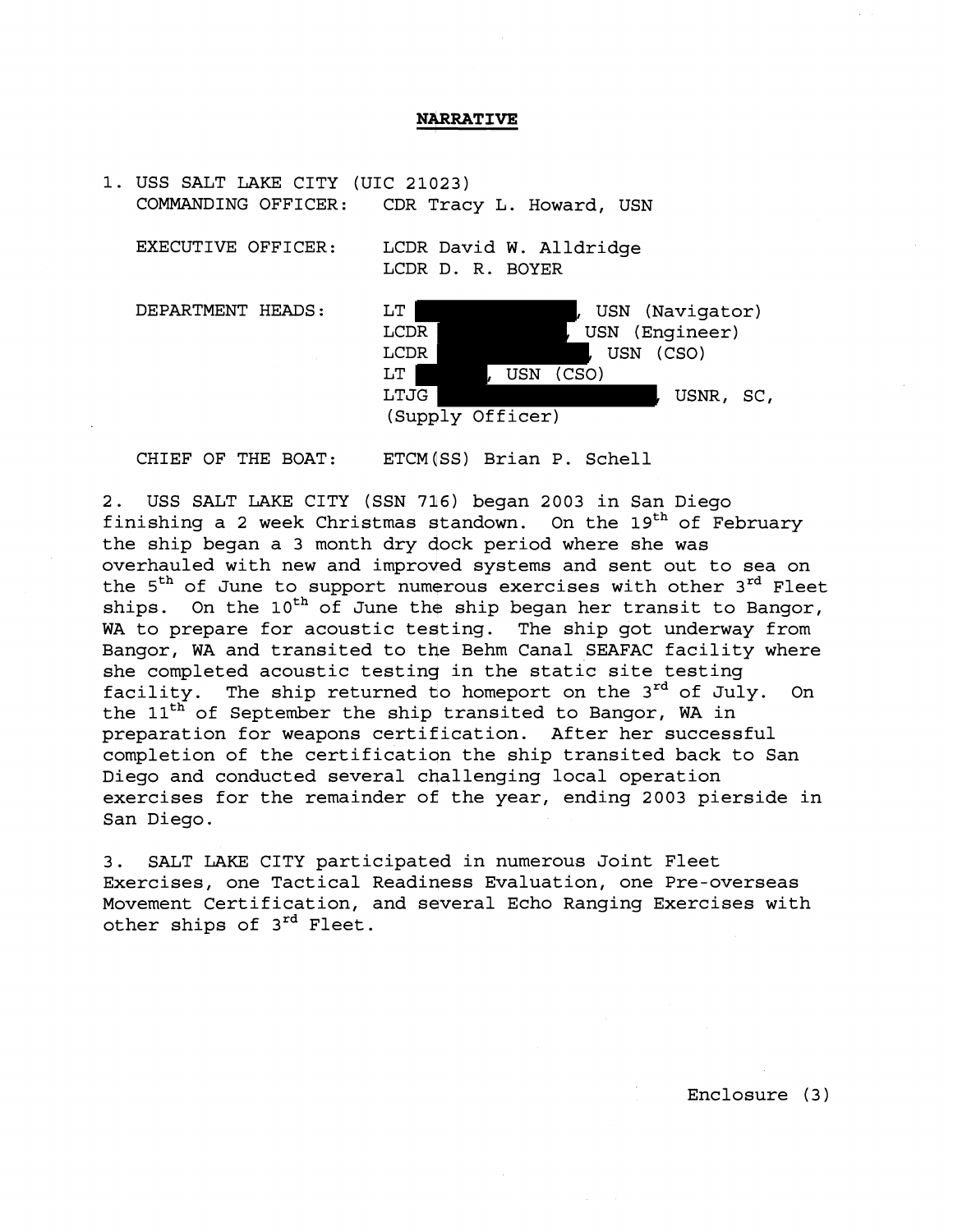**NARRATIVE**

1. USS SALT LAKE CITY (UIC 21023)

COMMANDING OFFICER: CDR Tracy L. Howard, USN

EXECUTIVE OFFICER: LCDR David W. Alldridge
LCDR D. R. BOYER

DEPARTMENT HEADS:
LT ███████, USN (Navigator)
LCDR ███████, USN (Engineer)
LCDR ███████, USN (CSO)
LT ███, USN (CSO)
LTJG ███████, USNR, SC, (Supply Officer)

CHIEF OF THE BOAT: ETCM(SS) Brian P. Schell

2. USS SALT LAKE CITY (SSN 716) began 2003 in San Diego finishing a 2 week Christmas standown. On the 19th of February the ship began a 3 month dry dock period where she was overhauled with new and improved systems and sent out to sea on the 5th of June to support numerous exercises with other 3rd Fleet ships. On the 10th of June the ship began her transit to Bangor, WA to prepare for acoustic testing. The ship got underway from Bangor, WA and transited to the Behm Canal SEAFAC facility where she completed acoustic testing in the static site testing facility. The ship returned to homeport on the 3rd of July. On the 11th of September the ship transited to Bangor, WA in preparation for weapons certification. After her successful completion of the certification the ship transited back to San Diego and conducted several challenging local operation exercises for the remainder of the year, ending 2003 pierside in San Diego.

3. SALT LAKE CITY participated in numerous Joint Fleet Exercises, one Tactical Readiness Evaluation, one Pre-overseas Movement Certification, and several Echo Ranging Exercises with other ships of 3rd Fleet.

Enclosure (3)